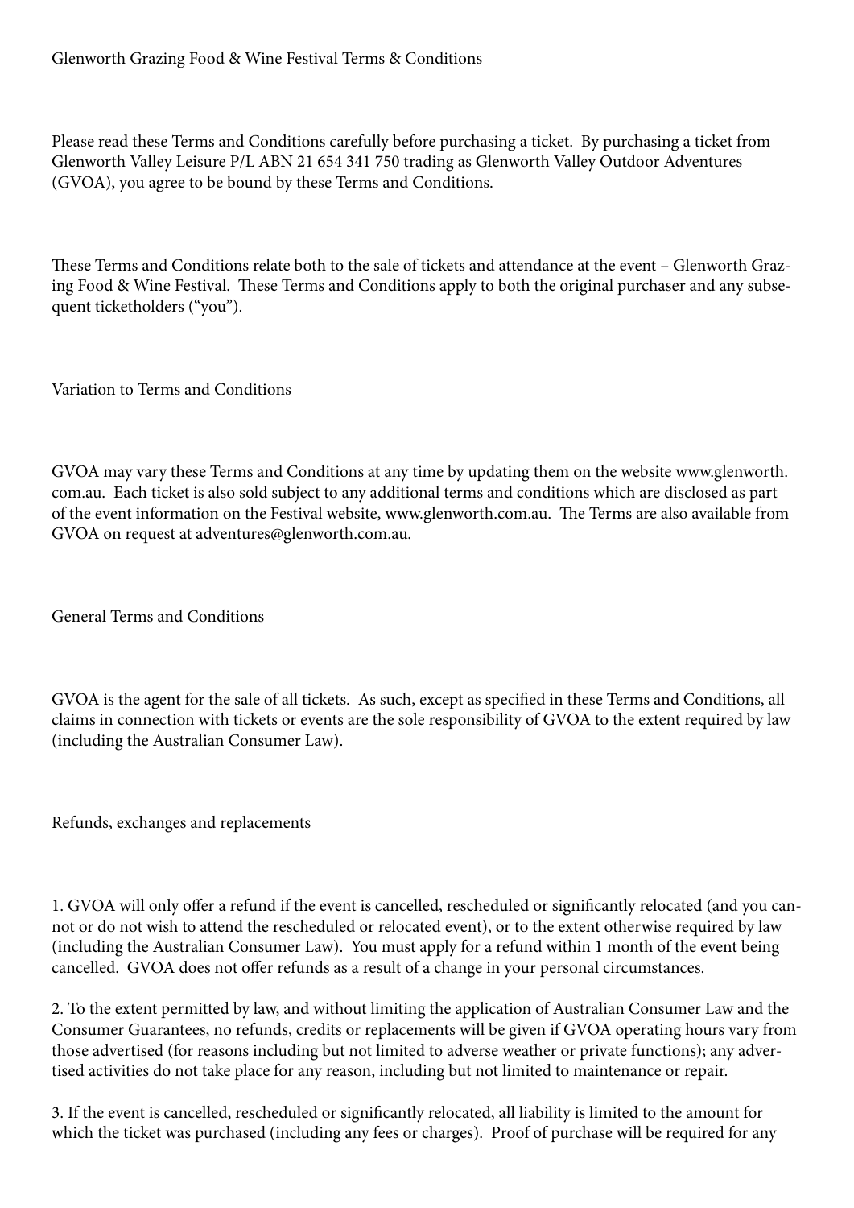# Glenworth Grazing Food & Wine Festival Terms & Conditions

Please read these Terms and Conditions carefully before purchasing a ticket. By purchasing a ticket from Glenworth Valley Leisure P/L ABN 21 654 341 750 trading as Glenworth Valley Outdoor Adventures (GVOA), you agree to be bound by these Terms and Conditions.

These Terms and Conditions relate both to the sale of tickets and attendance at the event – Glenworth Grazing Food & Wine Festival. These Terms and Conditions apply to both the original purchaser and any subsequent ticketholders ("you").

## Variation to Terms and Conditions

GVOA may vary these Terms and Conditions at any time by updating them on the website www.glenworth.com.au. Each ticket is also sold subject to any additional terms and conditions which are disclosed as part of the event information on the Festival website, www.glenworth.com.au. The Terms are also available from GVOA on request at adventures@glenworth.com.au.

## General Terms and Conditions

GVOA is the agent for the sale of all tickets. As such, except as specified in these Terms and Conditions, all claims in connection with tickets or events are the sole responsibility of GVOA to the extent required by law (including the Australian Consumer Law).

## Refunds, exchanges and replacements

1. GVOA will only offer a refund if the event is cancelled, rescheduled or significantly relocated (and you cannot or do not wish to attend the rescheduled or relocated event), or to the extent otherwise required by law (including the Australian Consumer Law). You must apply for a refund within 1 month of the event being cancelled. GVOA does not offer refunds as a result of a change in your personal circumstances.

2. To the extent permitted by law, and without limiting the application of Australian Consumer Law and the Consumer Guarantees, no refunds, credits or replacements will be given if GVOA operating hours vary from those advertised (for reasons including but not limited to adverse weather or private functions); any advertised activities do not take place for any reason, including but not limited to maintenance or repair.

3. If the event is cancelled, rescheduled or significantly relocated, all liability is limited to the amount for which the ticket was purchased (including any fees or charges). Proof of purchase will be required for any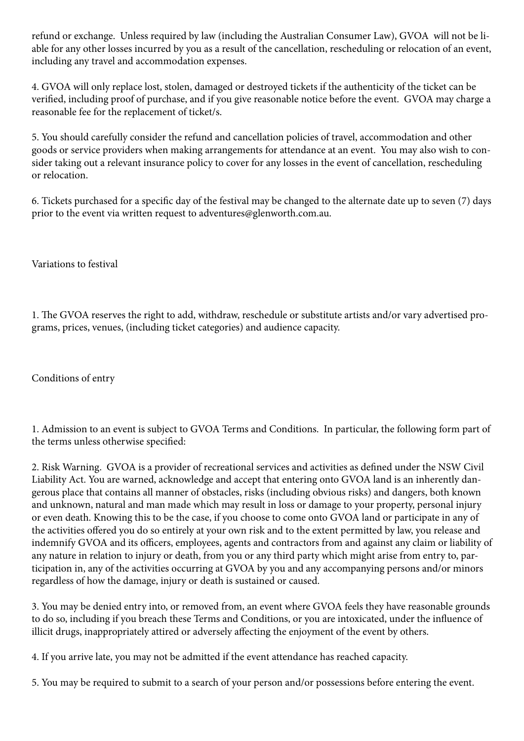refund or exchange. Unless required by law (including the Australian Consumer Law), GVOA will not be liable for any other losses incurred by you as a result of the cancellation, rescheduling or relocation of an event, including any travel and accommodation expenses.

4. GVOA will only replace lost, stolen, damaged or destroyed tickets if the authenticity of the ticket can be verified, including proof of purchase, and if you give reasonable notice before the event. GVOA may charge a reasonable fee for the replacement of ticket/s.

5. You should carefully consider the refund and cancellation policies of travel, accommodation and other goods or service providers when making arrangements for attendance at an event. You may also wish to consider taking out a relevant insurance policy to cover for any losses in the event of cancellation, rescheduling or relocation.

6. Tickets purchased for a specific day of the festival may be changed to the alternate date up to seven (7) days prior to the event via written request to adventures@glenworth.com.au.

## Variations to festival

1. The GVOA reserves the right to add, withdraw, reschedule or substitute artists and/or vary advertised programs, prices, venues, (including ticket categories) and audience capacity.

## Conditions of entry

1. Admission to an event is subject to GVOA Terms and Conditions. In particular, the following form part of the terms unless otherwise specified:

2. Risk Warning. GVOA is a provider of recreational services and activities as defined under the NSW Civil Liability Act. You are warned, acknowledge and accept that entering onto GVOA land is an inherently dangerous place that contains all manner of obstacles, risks (including obvious risks) and dangers, both known and unknown, natural and man made which may result in loss or damage to your property, personal injury or even death. Knowing this to be the case, if you choose to come onto GVOA land or participate in any of the activities offered you do so entirely at your own risk and to the extent permitted by law, you release and indemnify GVOA and its officers, employees, agents and contractors from and against any claim or liability of any nature in relation to injury or death, from you or any third party which might arise from entry to, participation in, any of the activities occurring at GVOA by you and any accompanying persons and/or minors regardless of how the damage, injury or death is sustained or caused.

3. You may be denied entry into, or removed from, an event where GVOA feels they have reasonable grounds to do so, including if you breach these Terms and Conditions, or you are intoxicated, under the influence of illicit drugs, inappropriately attired or adversely affecting the enjoyment of the event by others.

4. If you arrive late, you may not be admitted if the event attendance has reached capacity.

5. You may be required to submit to a search of your person and/or possessions before entering the event.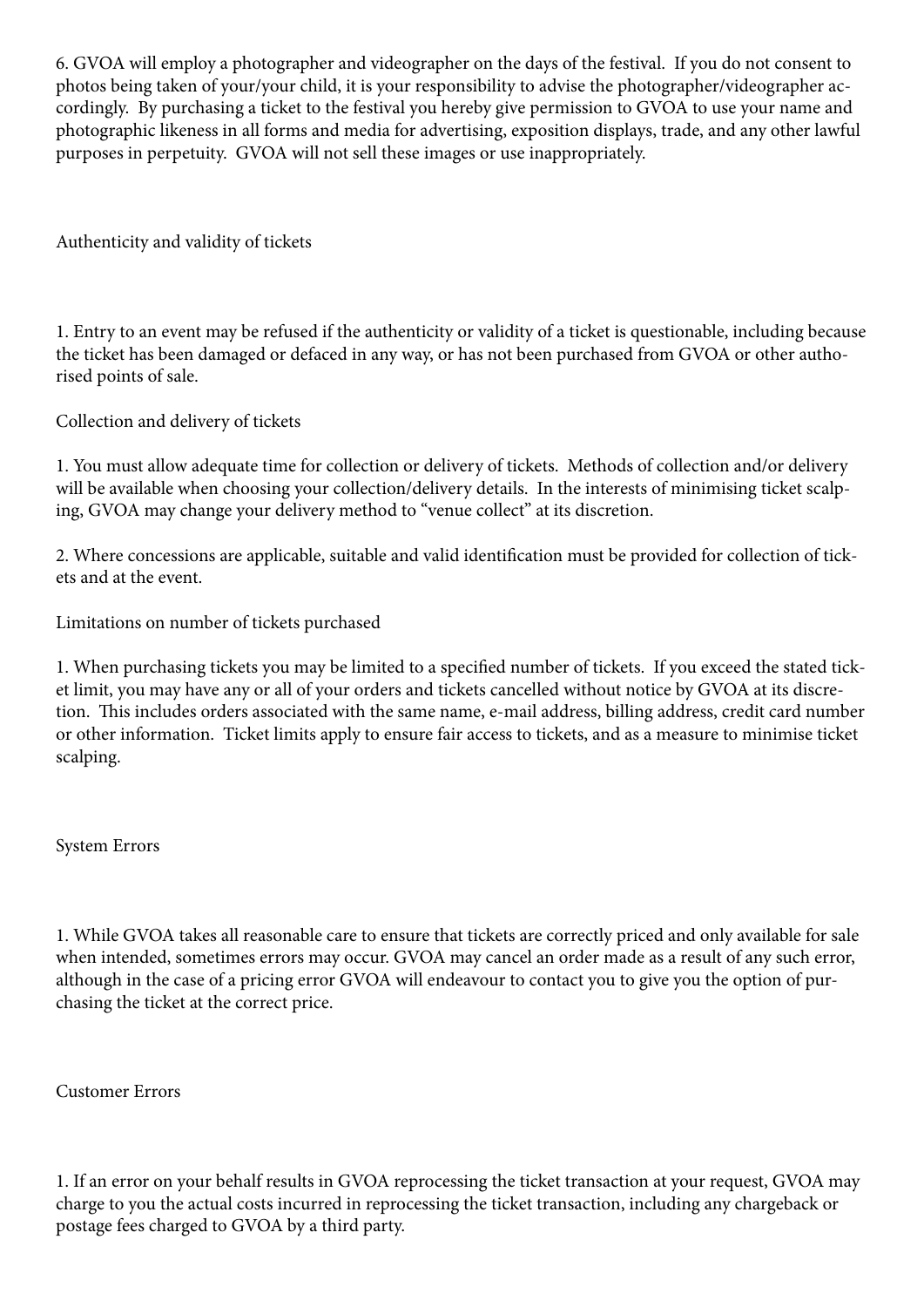6. GVOA will employ a photographer and videographer on the days of the festival. If you do not consent to photos being taken of your/your child, it is your responsibility to advise the photographer/videographer accordingly. By purchasing a ticket to the festival you hereby give permission to GVOA to use your name and photographic likeness in all forms and media for advertising, exposition displays, trade, and any other lawful purposes in perpetuity. GVOA will not sell these images or use inappropriately.

## Authenticity and validity of tickets

1. Entry to an event may be refused if the authenticity or validity of a ticket is questionable, including because the ticket has been damaged or defaced in any way, or has not been purchased from GVOA or other authorised points of sale.

## Collection and delivery of tickets

1. You must allow adequate time for collection or delivery of tickets. Methods of collection and/or delivery will be available when choosing your collection/delivery details. In the interests of minimising ticket scalping, GVOA may change your delivery method to "venue collect" at its discretion.

2. Where concessions are applicable, suitable and valid identification must be provided for collection of tickets and at the event.

## Limitations on number of tickets purchased

1. When purchasing tickets you may be limited to a specified number of tickets. If you exceed the stated ticket limit, you may have any or all of your orders and tickets cancelled without notice by GVOA at its discretion. This includes orders associated with the same name, e-mail address, billing address, credit card number or other information. Ticket limits apply to ensure fair access to tickets, and as a measure to minimise ticket scalping.

## System Errors

1. While GVOA takes all reasonable care to ensure that tickets are correctly priced and only available for sale when intended, sometimes errors may occur. GVOA may cancel an order made as a result of any such error, although in the case of a pricing error GVOA will endeavour to contact you to give you the option of purchasing the ticket at the correct price.

## Customer Errors

1. If an error on your behalf results in GVOA reprocessing the ticket transaction at your request, GVOA may charge to you the actual costs incurred in reprocessing the ticket transaction, including any chargeback or postage fees charged to GVOA by a third party.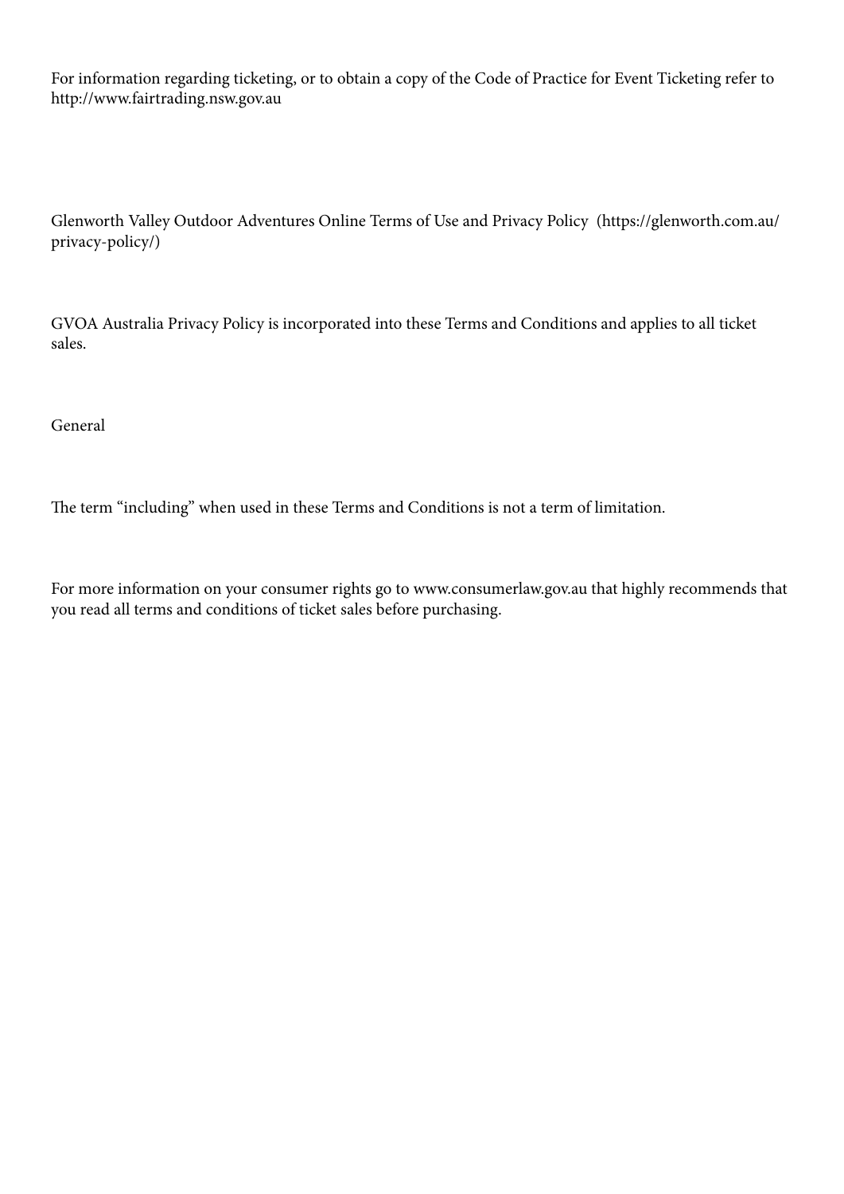For information regarding ticketing, or to obtain a copy of the Code of Practice for Event Ticketing refer to http://www.fairtrading.nsw.gov.au

Glenworth Valley Outdoor Adventures Online Terms of Use and Privacy Policy (https://glenworth.com.au/privacy-policy/)

GVOA Australia Privacy Policy is incorporated into these Terms and Conditions and applies to all ticket sales.

General

The term "including" when used in these Terms and Conditions is not a term of limitation.

For more information on your consumer rights go to www.consumerlaw.gov.au that highly recommends that you read all terms and conditions of ticket sales before purchasing.